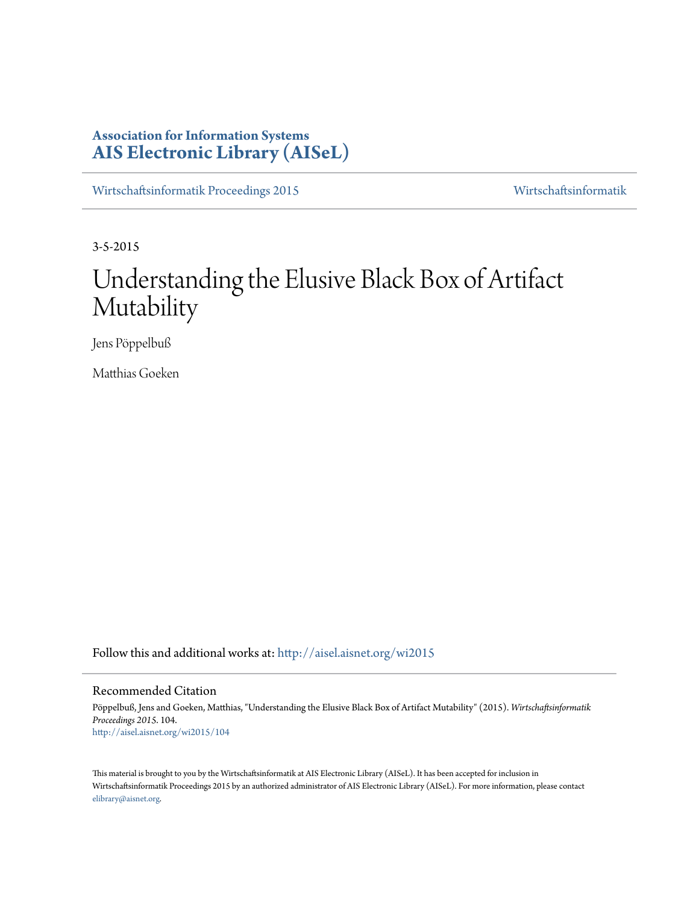**Association for Information Systems**
**AIS Electronic Library (AISeL)**

Wirtschaftsinformatik Proceedings 2015 | Wirtschaftsinformatik

3-5-2015

# Understanding the Elusive Black Box of Artifact Mutability

Jens Pöppelbuß

Matthias Goeken

Follow this and additional works at: http://aisel.aisnet.org/wi2015

## Recommended Citation

Pöppelbuß, Jens and Goeken, Matthias, "Understanding the Elusive Black Box of Artifact Mutability" (2015). *Wirtschaftsinformatik Proceedings 2015*. 104.
http://aisel.aisnet.org/wi2015/104

This material is brought to you by the Wirtschaftsinformatik at AIS Electronic Library (AISeL). It has been accepted for inclusion in Wirtschaftsinformatik Proceedings 2015 by an authorized administrator of AIS Electronic Library (AISeL). For more information, please contact elibrary@aisnet.org.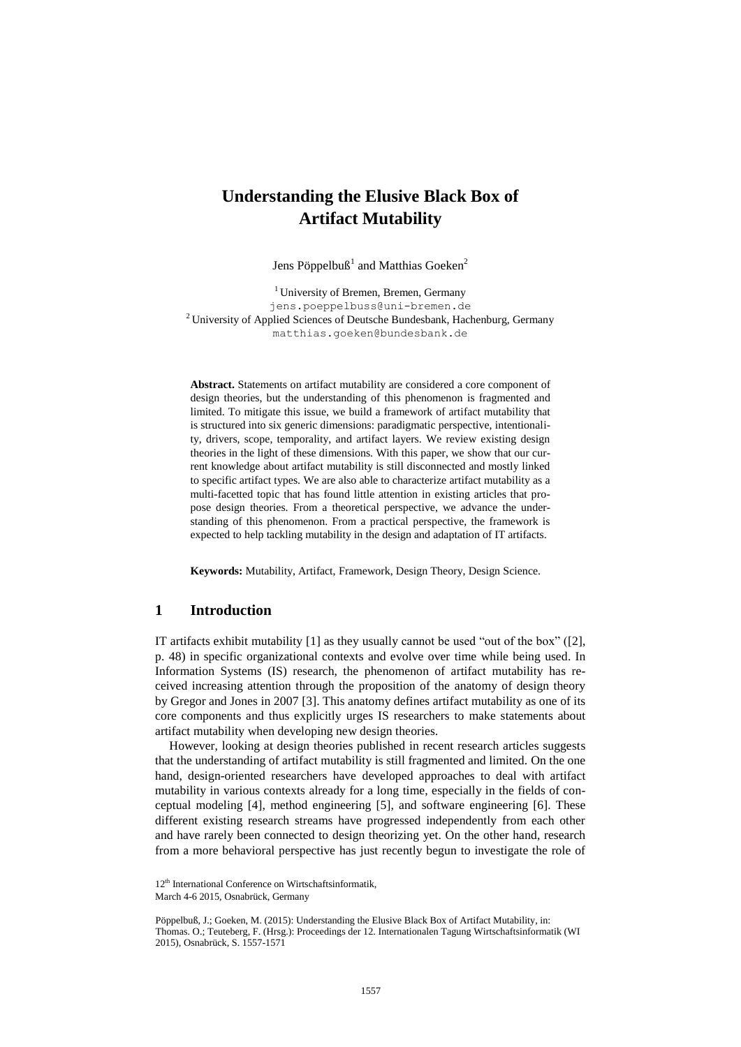# Understanding the Elusive Black Box of Artifact Mutability

Jens Pöppelbuß[1] and Matthias Goeken[2]

[1] University of Bremen, Bremen, Germany
jens.poeppelbuss@uni-bremen.de
[2] University of Applied Sciences of Deutsche Bundesbank, Hachenburg, Germany
matthias.goeken@bundesbank.de

**Abstract.** Statements on artifact mutability are considered a core component of design theories, but the understanding of this phenomenon is fragmented and limited. To mitigate this issue, we build a framework of artifact mutability that is structured into six generic dimensions: paradigmatic perspective, intentionality, drivers, scope, temporality, and artifact layers. We review existing design theories in the light of these dimensions. With this paper, we show that our current knowledge about artifact mutability is still disconnected and mostly linked to specific artifact types. We are also able to characterize artifact mutability as a multi-facetted topic that has found little attention in existing articles that propose design theories. From a theoretical perspective, we advance the understanding of this phenomenon. From a practical perspective, the framework is expected to help tackling mutability in the design and adaptation of IT artifacts.

**Keywords:** Mutability, Artifact, Framework, Design Theory, Design Science.

## 1 Introduction

IT artifacts exhibit mutability [1] as they usually cannot be used "out of the box" ([2], p. 48) in specific organizational contexts and evolve over time while being used. In Information Systems (IS) research, the phenomenon of artifact mutability has received increasing attention through the proposition of the anatomy of design theory by Gregor and Jones in 2007 [3]. This anatomy defines artifact mutability as one of its core components and thus explicitly urges IS researchers to make statements about artifact mutability when developing new design theories.

However, looking at design theories published in recent research articles suggests that the understanding of artifact mutability is still fragmented and limited. On the one hand, design-oriented researchers have developed approaches to deal with artifact mutability in various contexts already for a long time, especially in the fields of conceptual modeling [4], method engineering [5], and software engineering [6]. These different existing research streams have progressed independently from each other and have rarely been connected to design theorizing yet. On the other hand, research from a more behavioral perspective has just recently begun to investigate the role of

12th International Conference on Wirtschaftsinformatik,
March 4-6 2015, Osnabrück, Germany

Pöppelbuß, J.; Goeken, M. (2015): Understanding the Elusive Black Box of Artifact Mutability, in: Thomas. O.; Teuteberg, F. (Hrsg.): Proceedings der 12. Internationalen Tagung Wirtschaftsinformatik (WI 2015), Osnabrück, S. 1557-1571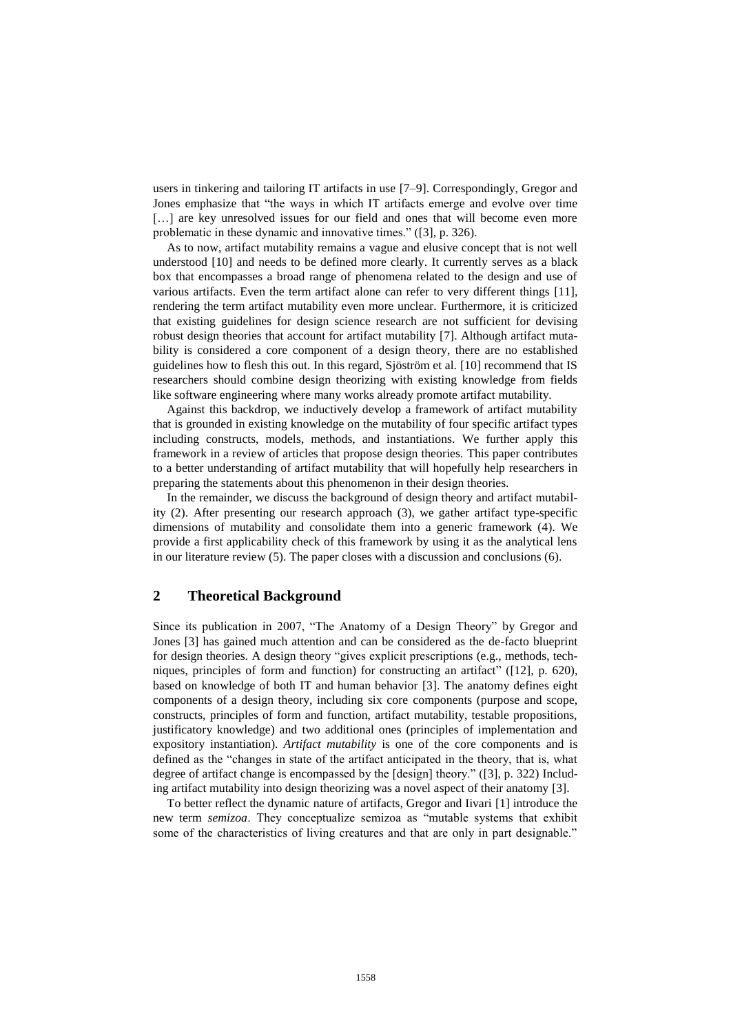users in tinkering and tailoring IT artifacts in use [7–9]. Correspondingly, Gregor and Jones emphasize that "the ways in which IT artifacts emerge and evolve over time […] are key unresolved issues for our field and ones that will become even more problematic in these dynamic and innovative times." ([3], p. 326).

As to now, artifact mutability remains a vague and elusive concept that is not well understood [10] and needs to be defined more clearly. It currently serves as a black box that encompasses a broad range of phenomena related to the design and use of various artifacts. Even the term artifact alone can refer to very different things [11], rendering the term artifact mutability even more unclear. Furthermore, it is criticized that existing guidelines for design science research are not sufficient for devising robust design theories that account for artifact mutability [7]. Although artifact mutability is considered a core component of a design theory, there are no established guidelines how to flesh this out. In this regard, Sjöström et al. [10] recommend that IS researchers should combine design theorizing with existing knowledge from fields like software engineering where many works already promote artifact mutability.

Against this backdrop, we inductively develop a framework of artifact mutability that is grounded in existing knowledge on the mutability of four specific artifact types including constructs, models, methods, and instantiations. We further apply this framework in a review of articles that propose design theories. This paper contributes to a better understanding of artifact mutability that will hopefully help researchers in preparing the statements about this phenomenon in their design theories.

In the remainder, we discuss the background of design theory and artifact mutability (2). After presenting our research approach (3), we gather artifact type-specific dimensions of mutability and consolidate them into a generic framework (4). We provide a first applicability check of this framework by using it as the analytical lens in our literature review (5). The paper closes with a discussion and conclusions (6).

## 2 Theoretical Background

Since its publication in 2007, "The Anatomy of a Design Theory" by Gregor and Jones [3] has gained much attention and can be considered as the de-facto blueprint for design theories. A design theory "gives explicit prescriptions (e.g., methods, techniques, principles of form and function) for constructing an artifact" ([12], p. 620), based on knowledge of both IT and human behavior [3]. The anatomy defines eight components of a design theory, including six core components (purpose and scope, constructs, principles of form and function, artifact mutability, testable propositions, justificatory knowledge) and two additional ones (principles of implementation and expository instantiation). *Artifact mutability* is one of the core components and is defined as the "changes in state of the artifact anticipated in the theory, that is, what degree of artifact change is encompassed by the [design] theory." ([3], p. 322) Including artifact mutability into design theorizing was a novel aspect of their anatomy [3].

To better reflect the dynamic nature of artifacts, Gregor and Iivari [1] introduce the new term *semizoa*. They conceptualize semizoa as "mutable systems that exhibit some of the characteristics of living creatures and that are only in part designable."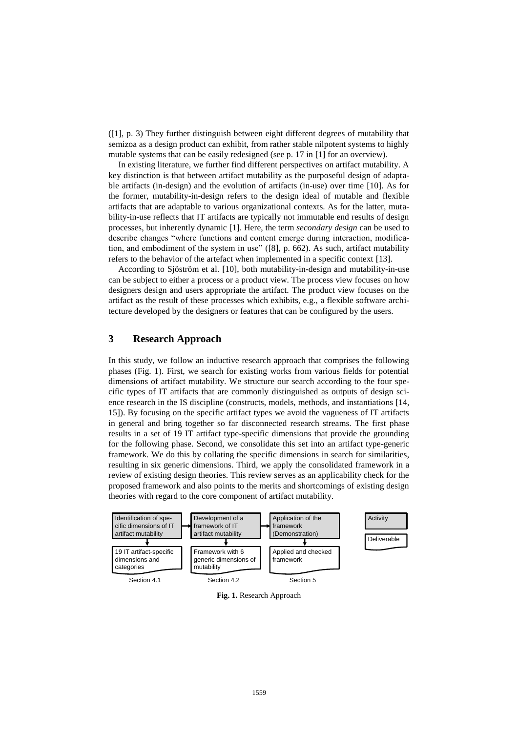([1], p. 3) They further distinguish between eight different degrees of mutability that semizoa as a design product can exhibit, from rather stable nilpotent systems to highly mutable systems that can be easily redesigned (see p. 17 in [1] for an overview).

In existing literature, we further find different perspectives on artifact mutability. A key distinction is that between artifact mutability as the purposeful design of adaptable artifacts (in-design) and the evolution of artifacts (in-use) over time [10]. As for the former, mutability-in-design refers to the design ideal of mutable and flexible artifacts that are adaptable to various organizational contexts. As for the latter, mutability-in-use reflects that IT artifacts are typically not immutable end results of design processes, but inherently dynamic [1]. Here, the term *secondary design* can be used to describe changes "where functions and content emerge during interaction, modification, and embodiment of the system in use" ([8], p. 662). As such, artifact mutability refers to the behavior of the artefact when implemented in a specific context [13].

According to Sjöström et al. [10], both mutability-in-design and mutability-in-use can be subject to either a process or a product view. The process view focuses on how designers design and users appropriate the artifact. The product view focuses on the artifact as the result of these processes which exhibits, e.g., a flexible software architecture developed by the designers or features that can be configured by the users.

## 3 Research Approach

In this study, we follow an inductive research approach that comprises the following phases (Fig. 1). First, we search for existing works from various fields for potential dimensions of artifact mutability. We structure our search according to the four specific types of IT artifacts that are commonly distinguished as outputs of design science research in the IS discipline (constructs, models, methods, and instantiations [14, 15]). By focusing on the specific artifact types we avoid the vagueness of IT artifacts in general and bring together so far disconnected research streams. The first phase results in a set of 19 IT artifact type-specific dimensions that provide the grounding for the following phase. Second, we consolidate this set into an artifact type-generic framework. We do this by collating the specific dimensions in search for similarities, resulting in six generic dimensions. Third, we apply the consolidated framework in a review of existing design theories. This review serves as an applicability check for the proposed framework and also points to the merits and shortcomings of existing design theories with regard to the core component of artifact mutability.

Identification of specific dimensions of IT artifact mutability
Development of a framework of IT artifact mutability
Application of the framework (Demonstration)
Activity
Deliverable
19 IT artifact-specific dimensions and categories
Framework with 6 generic dimensions of mutability
Applied and checked framework
Section 4.1
Section 4.2
Section 5

**Fig. 1.** Research Approach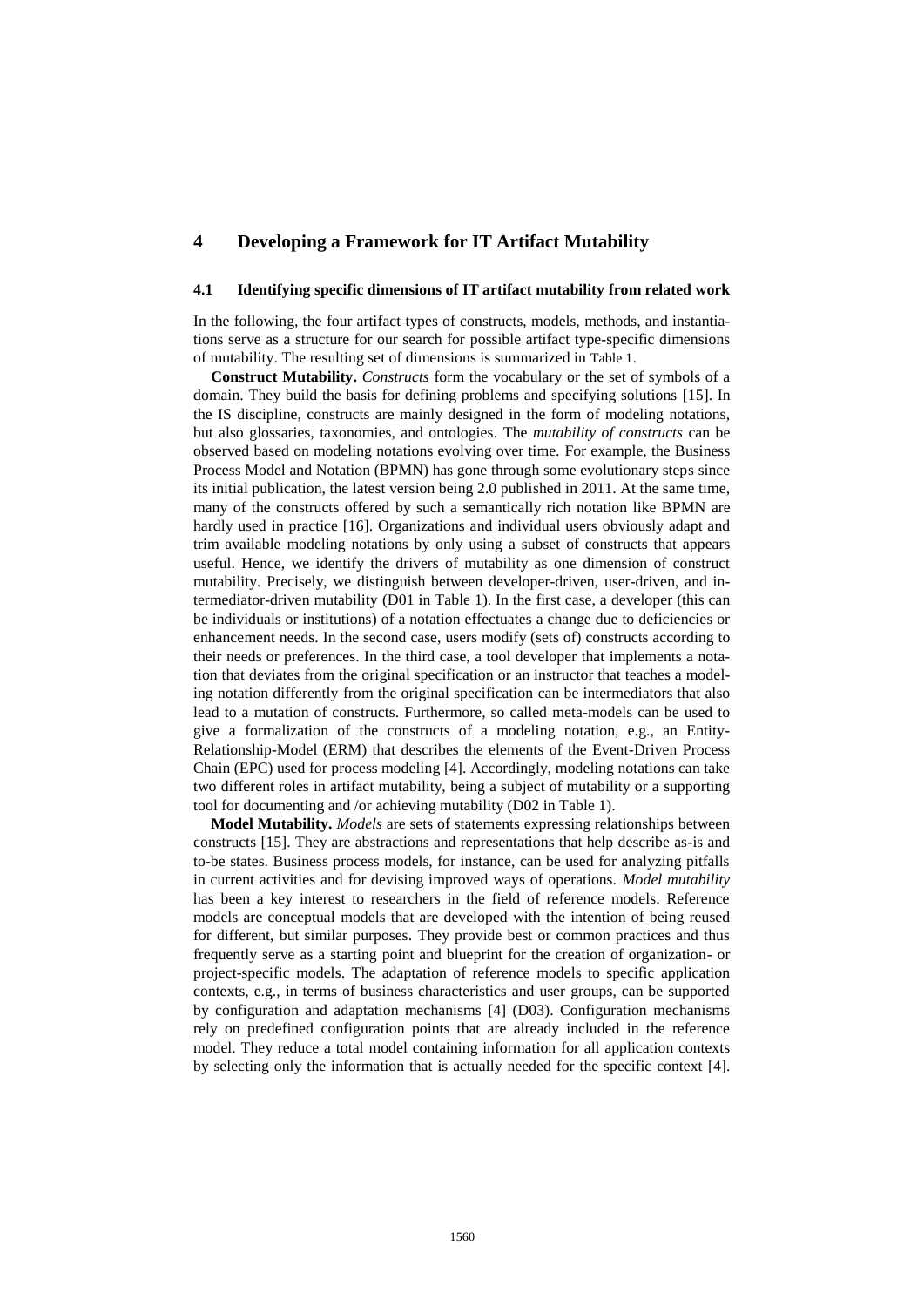## 4 Developing a Framework for IT Artifact Mutability

### 4.1 Identifying specific dimensions of IT artifact mutability from related work

In the following, the four artifact types of constructs, models, methods, and instantiations serve as a structure for our search for possible artifact type-specific dimensions of mutability. The resulting set of dimensions is summarized in Table 1.

**Construct Mutability.** *Constructs* form the vocabulary or the set of symbols of a domain. They build the basis for defining problems and specifying solutions [15]. In the IS discipline, constructs are mainly designed in the form of modeling notations, but also glossaries, taxonomies, and ontologies. The *mutability of constructs* can be observed based on modeling notations evolving over time. For example, the Business Process Model and Notation (BPMN) has gone through some evolutionary steps since its initial publication, the latest version being 2.0 published in 2011. At the same time, many of the constructs offered by such a semantically rich notation like BPMN are hardly used in practice [16]. Organizations and individual users obviously adapt and trim available modeling notations by only using a subset of constructs that appears useful. Hence, we identify the drivers of mutability as one dimension of construct mutability. Precisely, we distinguish between developer-driven, user-driven, and intermediator-driven mutability (D01 in Table 1). In the first case, a developer (this can be individuals or institutions) of a notation effectuates a change due to deficiencies or enhancement needs. In the second case, users modify (sets of) constructs according to their needs or preferences. In the third case, a tool developer that implements a notation that deviates from the original specification or an instructor that teaches a modeling notation differently from the original specification can be intermediators that also lead to a mutation of constructs. Furthermore, so called meta-models can be used to give a formalization of the constructs of a modeling notation, e.g., an Entity-Relationship-Model (ERM) that describes the elements of the Event-Driven Process Chain (EPC) used for process modeling [4]. Accordingly, modeling notations can take two different roles in artifact mutability, being a subject of mutability or a supporting tool for documenting and /or achieving mutability (D02 in Table 1).

**Model Mutability.** *Models* are sets of statements expressing relationships between constructs [15]. They are abstractions and representations that help describe as-is and to-be states. Business process models, for instance, can be used for analyzing pitfalls in current activities and for devising improved ways of operations. *Model mutability* has been a key interest to researchers in the field of reference models. Reference models are conceptual models that are developed with the intention of being reused for different, but similar purposes. They provide best or common practices and thus frequently serve as a starting point and blueprint for the creation of organization- or project-specific models. The adaptation of reference models to specific application contexts, e.g., in terms of business characteristics and user groups, can be supported by configuration and adaptation mechanisms [4] (D03). Configuration mechanisms rely on predefined configuration points that are already included in the reference model. They reduce a total model containing information for all application contexts by selecting only the information that is actually needed for the specific context [4].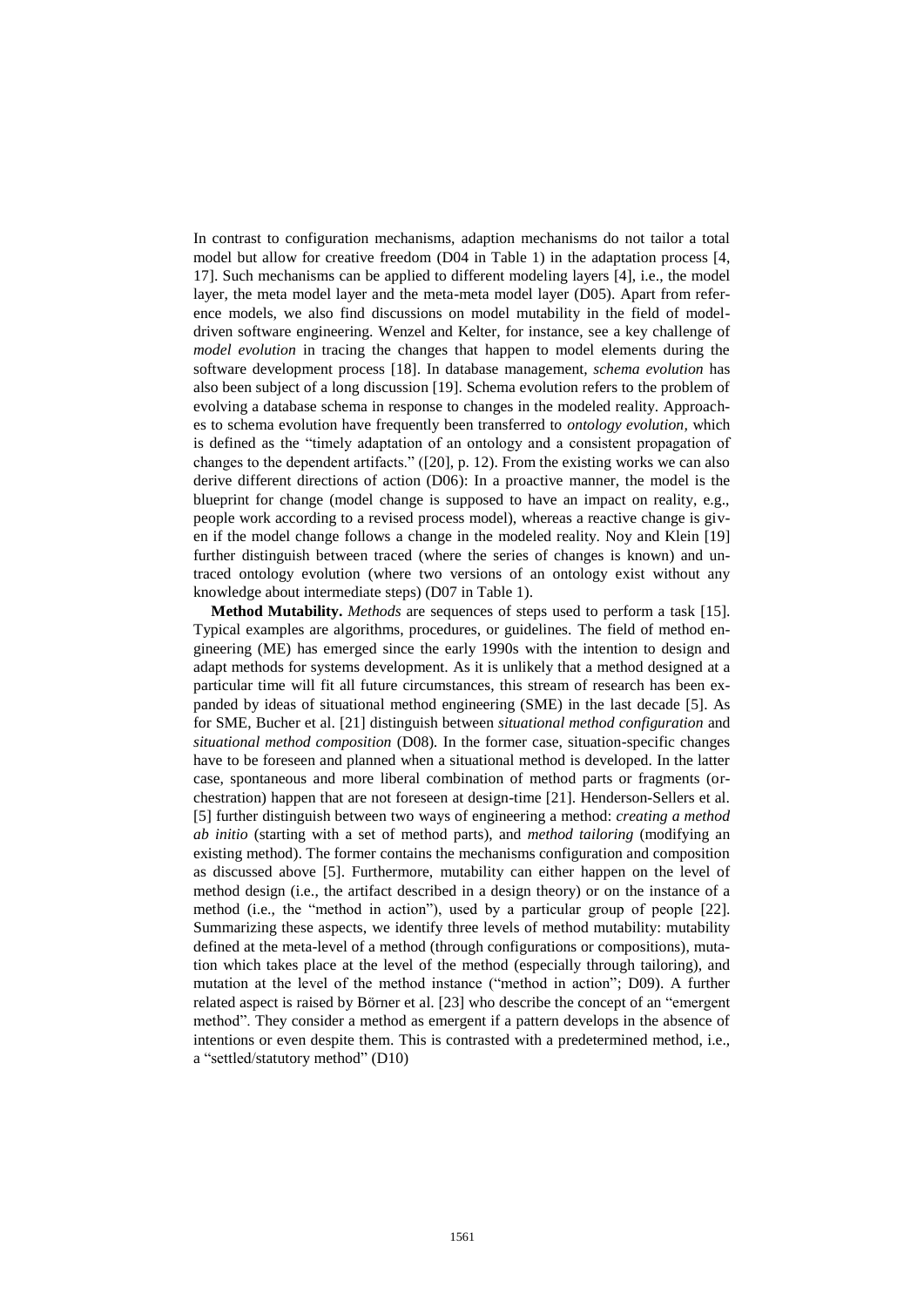In contrast to configuration mechanisms, adaption mechanisms do not tailor a total model but allow for creative freedom (D04 in Table 1) in the adaptation process [4, 17]. Such mechanisms can be applied to different modeling layers [4], i.e., the model layer, the meta model layer and the meta-meta model layer (D05). Apart from reference models, we also find discussions on model mutability in the field of model-driven software engineering. Wenzel and Kelter, for instance, see a key challenge of *model evolution* in tracing the changes that happen to model elements during the software development process [18]. In database management, *schema evolution* has also been subject of a long discussion [19]. Schema evolution refers to the problem of evolving a database schema in response to changes in the modeled reality. Approaches to schema evolution have frequently been transferred to *ontology evolution,* which is defined as the "timely adaptation of an ontology and a consistent propagation of changes to the dependent artifacts." ([20], p. 12). From the existing works we can also derive different directions of action (D06): In a proactive manner, the model is the blueprint for change (model change is supposed to have an impact on reality, e.g., people work according to a revised process model), whereas a reactive change is given if the model change follows a change in the modeled reality. Noy and Klein [19] further distinguish between traced (where the series of changes is known) and untraced ontology evolution (where two versions of an ontology exist without any knowledge about intermediate steps) (D07 in Table 1).

**Method Mutability.** *Methods* are sequences of steps used to perform a task [15]. Typical examples are algorithms, procedures, or guidelines. The field of method engineering (ME) has emerged since the early 1990s with the intention to design and adapt methods for systems development. As it is unlikely that a method designed at a particular time will fit all future circumstances, this stream of research has been expanded by ideas of situational method engineering (SME) in the last decade [5]. As for SME, Bucher et al. [21] distinguish between *situational method configuration* and *situational method composition* (D08). In the former case, situation-specific changes have to be foreseen and planned when a situational method is developed. In the latter case, spontaneous and more liberal combination of method parts or fragments (orchestration) happen that are not foreseen at design-time [21]. Henderson-Sellers et al. [5] further distinguish between two ways of engineering a method: *creating a method ab initio* (starting with a set of method parts), and *method tailoring* (modifying an existing method). The former contains the mechanisms configuration and composition as discussed above [5]. Furthermore, mutability can either happen on the level of method design (i.e., the artifact described in a design theory) or on the instance of a method (i.e., the "method in action"), used by a particular group of people [22]. Summarizing these aspects, we identify three levels of method mutability: mutability defined at the meta-level of a method (through configurations or compositions), mutation which takes place at the level of the method (especially through tailoring), and mutation at the level of the method instance ("method in action"; D09). A further related aspect is raised by Börner et al. [23] who describe the concept of an "emergent method". They consider a method as emergent if a pattern develops in the absence of intentions or even despite them. This is contrasted with a predetermined method, i.e., a "settled/statutory method" (D10)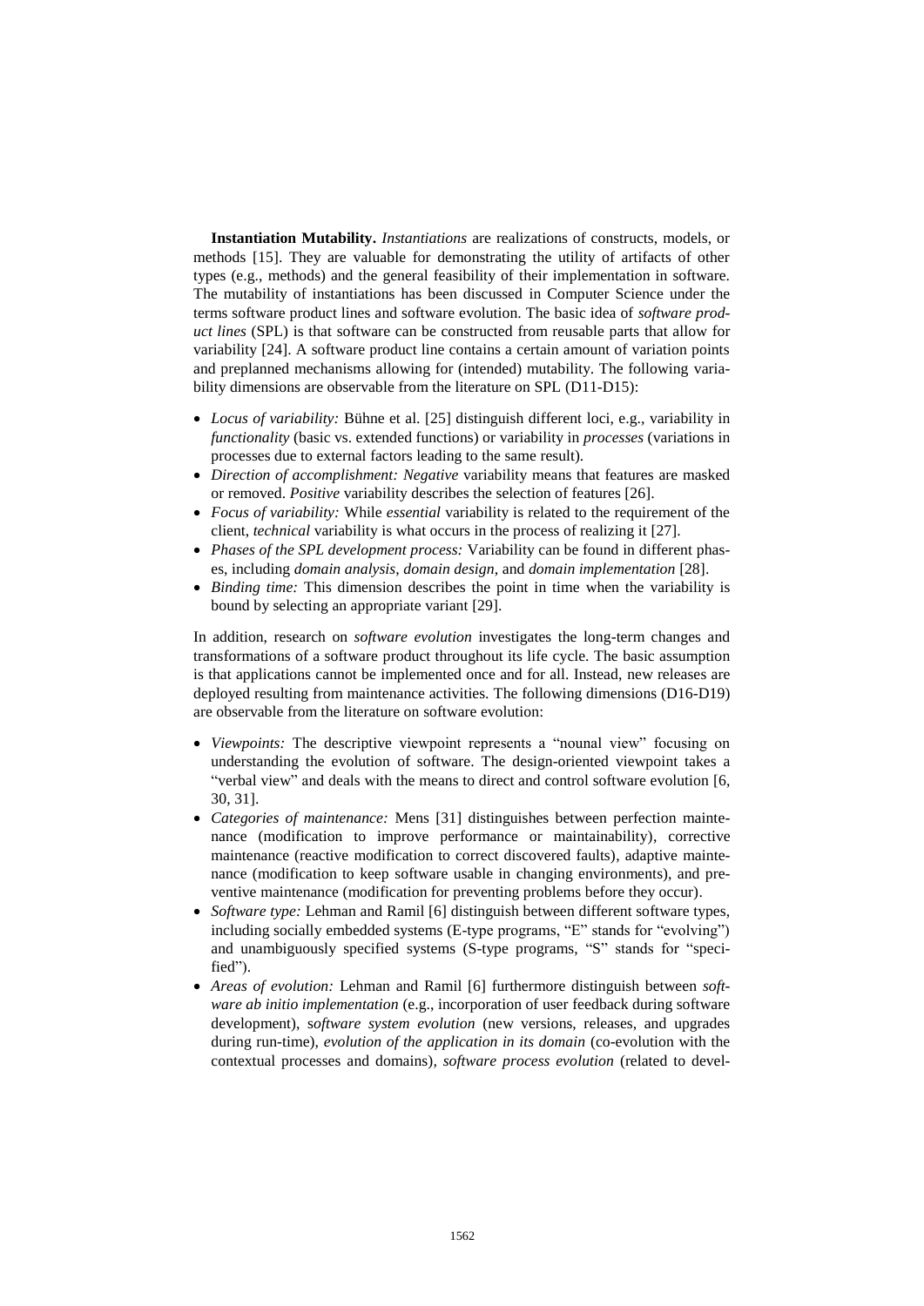**Instantiation Mutability.** *Instantiations* are realizations of constructs, models, or methods [15]. They are valuable for demonstrating the utility of artifacts of other types (e.g., methods) and the general feasibility of their implementation in software. The mutability of instantiations has been discussed in Computer Science under the terms software product lines and software evolution. The basic idea of *software product lines* (SPL) is that software can be constructed from reusable parts that allow for variability [24]. A software product line contains a certain amount of variation points and preplanned mechanisms allowing for (intended) mutability. The following variability dimensions are observable from the literature on SPL (D11-D15):

- *Locus of variability:* Bühne et al. [25] distinguish different loci, e.g., variability in *functionality* (basic vs. extended functions) or variability in *processes* (variations in processes due to external factors leading to the same result).
- *Direction of accomplishment: Negative* variability means that features are masked or removed. *Positive* variability describes the selection of features [26].
- *Focus of variability:* While *essential* variability is related to the requirement of the client, *technical* variability is what occurs in the process of realizing it [27].
- *Phases of the SPL development process:* Variability can be found in different phases, including *domain analysis*, *domain design*, and *domain implementation* [28].
- *Binding time:* This dimension describes the point in time when the variability is bound by selecting an appropriate variant [29].

In addition, research on *software evolution* investigates the long-term changes and transformations of a software product throughout its life cycle. The basic assumption is that applications cannot be implemented once and for all. Instead, new releases are deployed resulting from maintenance activities. The following dimensions (D16-D19) are observable from the literature on software evolution:

- *Viewpoints:* The descriptive viewpoint represents a "nounal view" focusing on understanding the evolution of software. The design-oriented viewpoint takes a "verbal view" and deals with the means to direct and control software evolution [6, 30, 31].
- *Categories of maintenance:* Mens [31] distinguishes between perfection maintenance (modification to improve performance or maintainability), corrective maintenance (reactive modification to correct discovered faults), adaptive maintenance (modification to keep software usable in changing environments), and preventive maintenance (modification for preventing problems before they occur).
- *Software type:* Lehman and Ramil [6] distinguish between different software types, including socially embedded systems (E-type programs, "E" stands for "evolving") and unambiguously specified systems (S-type programs, "S" stands for "specified").
- *Areas of evolution:* Lehman and Ramil [6] furthermore distinguish between *software ab initio implementation* (e.g., incorporation of user feedback during software development), s*oftware system evolution* (new versions, releases, and upgrades during run-time), *evolution of the application in its domain* (co-evolution with the contextual processes and domains), *software process evolution* (related to devel-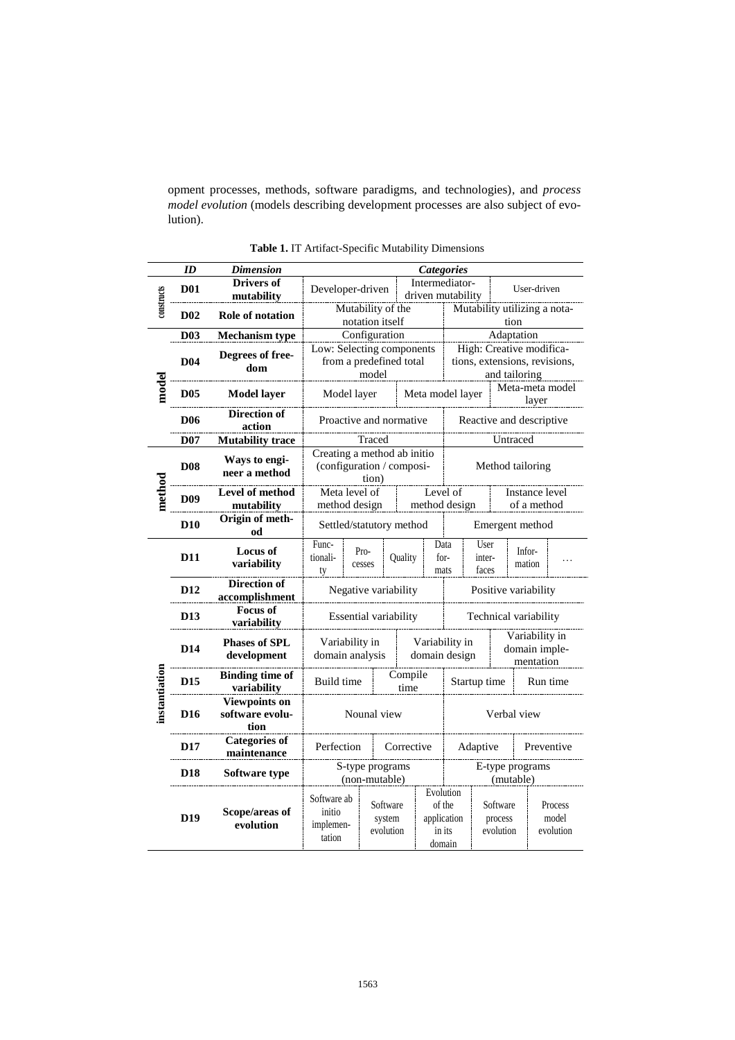opment processes, methods, software paradigms, and technologies), and *process model evolution* (models describing development processes are also subject of evolution).

**Table 1.** IT Artifact-Specific Mutability Dimensions

| | *ID* | *Dimension* | *Categories* | | | | | | |
|---|---|---|---|---|---|---|---|---|---|
| constructs | **D01** | **Drivers of mutability** | Developer-driven | Intermediator-driven mutability | User-driven | | | | |
| | **D02** | **Role of notation** | Mutability of the notation itself | Mutability utilizing a notation | | | | | |
| model | **D03** | **Mechanism type** | Configuration | Adaptation | | | | | |
| | **D04** | **Degrees of freedom** | Low: Selecting components from a predefined total model | High: Creative modifications, extensions, revisions, and tailoring | | | | | |
| | **D05** | **Model layer** | Model layer | Meta model layer | Meta-meta model layer | | | | |
| | **D06** | **Direction of action** | Proactive and normative | Reactive and descriptive | | | | | |
| | **D07** | **Mutability trace** | Traced | Untraced | | | | | |
| method | **D08** | **Ways to engineer a method** | Creating a method ab initio (configuration / composition) | Method tailoring | | | | | |
| | **D09** | **Level of method mutability** | Meta level of method design | Level of method design | Instance level of a method | | | | |
| | **D10** | **Origin of method** | Settled/statutory method | Emergent method | | | | | |
| instantiation | **D11** | **Locus of variability** | Functionality | Processes | Quality | Data formats | User interfaces | Information | … |
| | **D12** | **Direction of accomplishment** | Negative variability | Positive variability | | | | | |
| | **D13** | **Focus of variability** | Essential variability | Technical variability | | | | | |
| | **D14** | **Phases of SPL development** | Variability in domain analysis | Variability in domain design | Variability in domain implementation | | | | |
| | **D15** | **Binding time of variability** | Build time | Compile time | Startup time | Run time | | | |
| | **D16** | **Viewpoints on software evolution** | Nounal view | Verbal view | | | | | |
| | **D17** | **Categories of maintenance** | Perfection | Corrective | Adaptive | Preventive | | | |
| | **D18** | **Software type** | S-type programs (non-mutable) | E-type programs (mutable) | | | | | |
| | **D19** | **Scope/areas of evolution** | Software ab initio implementation | Software system evolution | Evolution of the application in its domain | Software process evolution | Process model evolution | | |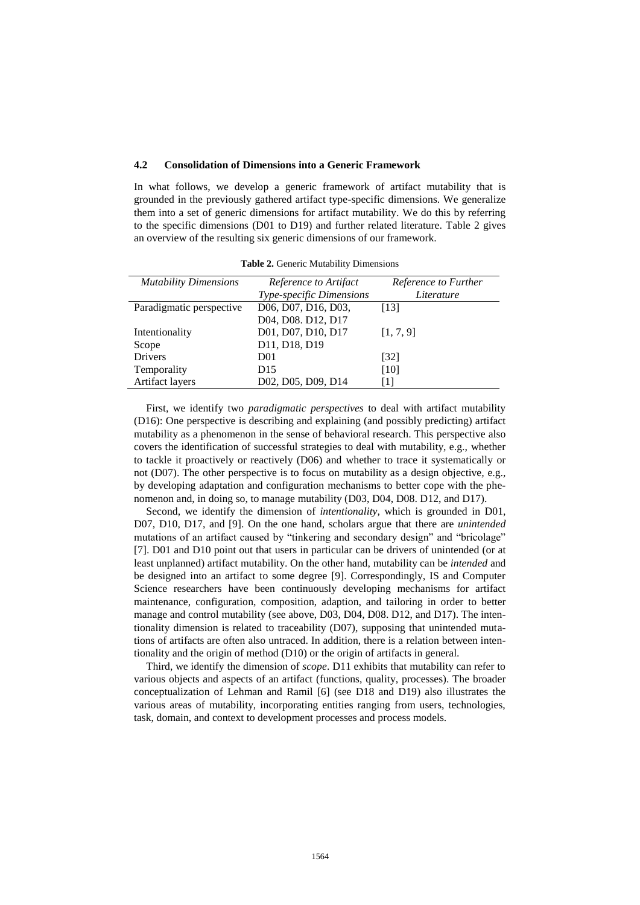### 4.2 Consolidation of Dimensions into a Generic Framework

In what follows, we develop a generic framework of artifact mutability that is grounded in the previously gathered artifact type-specific dimensions. We generalize them into a set of generic dimensions for artifact mutability. We do this by referring to the specific dimensions (D01 to D19) and further related literature. Table 2 gives an overview of the resulting six generic dimensions of our framework.

**Table 2.** Generic Mutability Dimensions

| *Mutability Dimensions* | *Reference to Artifact Type-specific Dimensions* | *Reference to Further Literature* |
|---|---|---|
| Paradigmatic perspective | D06, D07, D16, D03, D04, D08. D12, D17 | [13] |
| Intentionality | D01, D07, D10, D17 | [1, 7, 9] |
| Scope | D11, D18, D19 | |
| Drivers | D01 | [32] |
| Temporality | D15 | [10] |
| Artifact layers | D02, D05, D09, D14 | [1] |

First, we identify two *paradigmatic perspectives* to deal with artifact mutability (D16): One perspective is describing and explaining (and possibly predicting) artifact mutability as a phenomenon in the sense of behavioral research. This perspective also covers the identification of successful strategies to deal with mutability, e.g., whether to tackle it proactively or reactively (D06) and whether to trace it systematically or not (D07). The other perspective is to focus on mutability as a design objective, e.g., by developing adaptation and configuration mechanisms to better cope with the phenomenon and, in doing so, to manage mutability (D03, D04, D08. D12, and D17).

Second, we identify the dimension of *intentionality*, which is grounded in D01, D07, D10, D17, and [9]. On the one hand, scholars argue that there are *unintended* mutations of an artifact caused by "tinkering and secondary design" and "bricolage" [7]. D01 and D10 point out that users in particular can be drivers of unintended (or at least unplanned) artifact mutability. On the other hand, mutability can be *intended* and be designed into an artifact to some degree [9]. Correspondingly, IS and Computer Science researchers have been continuously developing mechanisms for artifact maintenance, configuration, composition, adaption, and tailoring in order to better manage and control mutability (see above, D03, D04, D08. D12, and D17). The intentionality dimension is related to traceability (D07), supposing that unintended mutations of artifacts are often also untraced. In addition, there is a relation between intentionality and the origin of method (D10) or the origin of artifacts in general.

Third, we identify the dimension of *scope*. D11 exhibits that mutability can refer to various objects and aspects of an artifact (functions, quality, processes). The broader conceptualization of Lehman and Ramil [6] (see D18 and D19) also illustrates the various areas of mutability, incorporating entities ranging from users, technologies, task, domain, and context to development processes and process models.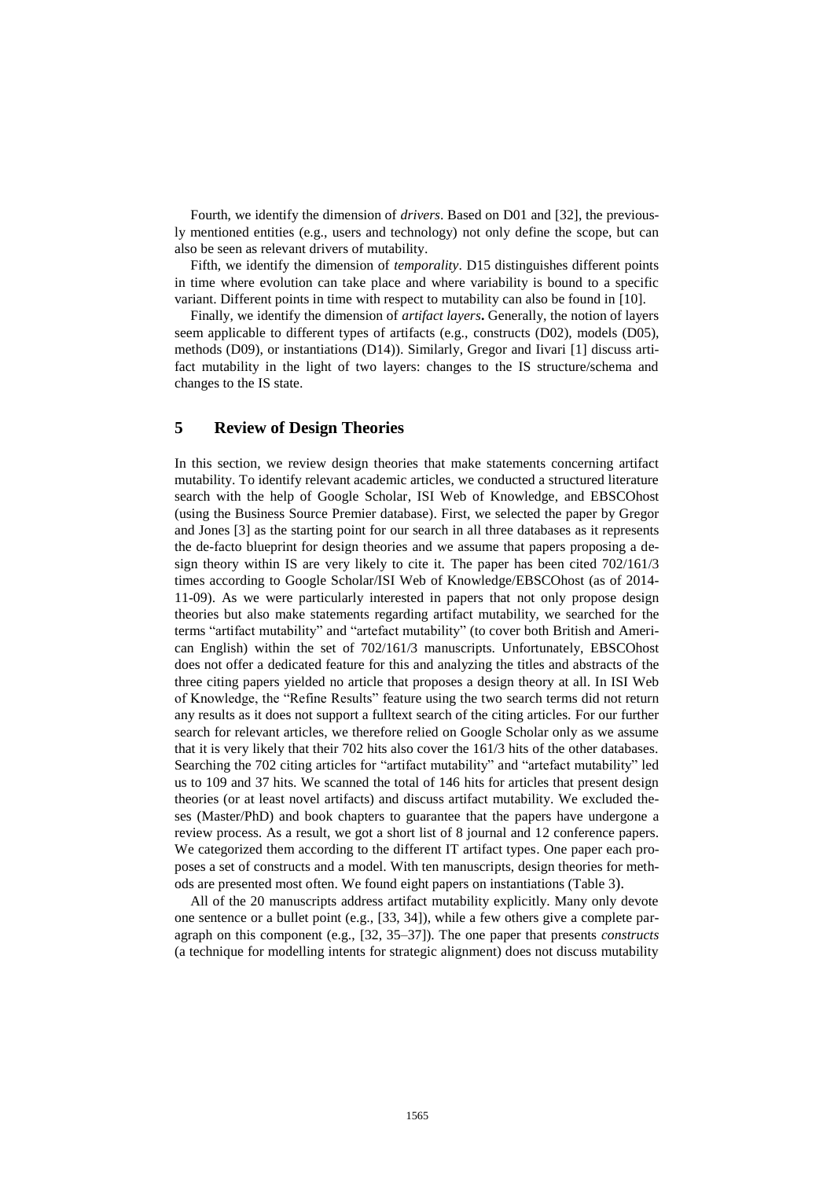Fourth, we identify the dimension of *drivers*. Based on D01 and [32], the previously mentioned entities (e.g., users and technology) not only define the scope, but can also be seen as relevant drivers of mutability.

Fifth, we identify the dimension of *temporality*. D15 distinguishes different points in time where evolution can take place and where variability is bound to a specific variant. Different points in time with respect to mutability can also be found in [10].

Finally, we identify the dimension of *artifact layers***.** Generally, the notion of layers seem applicable to different types of artifacts (e.g., constructs (D02), models (D05), methods (D09), or instantiations (D14)). Similarly, Gregor and Iivari [1] discuss artifact mutability in the light of two layers: changes to the IS structure/schema and changes to the IS state.

## 5 Review of Design Theories

In this section, we review design theories that make statements concerning artifact mutability. To identify relevant academic articles, we conducted a structured literature search with the help of Google Scholar, ISI Web of Knowledge, and EBSCOhost (using the Business Source Premier database). First, we selected the paper by Gregor and Jones [3] as the starting point for our search in all three databases as it represents the de-facto blueprint for design theories and we assume that papers proposing a design theory within IS are very likely to cite it. The paper has been cited 702/161/3 times according to Google Scholar/ISI Web of Knowledge/EBSCOhost (as of 2014-11-09). As we were particularly interested in papers that not only propose design theories but also make statements regarding artifact mutability, we searched for the terms "artifact mutability" and "artefact mutability" (to cover both British and American English) within the set of 702/161/3 manuscripts. Unfortunately, EBSCOhost does not offer a dedicated feature for this and analyzing the titles and abstracts of the three citing papers yielded no article that proposes a design theory at all. In ISI Web of Knowledge, the "Refine Results" feature using the two search terms did not return any results as it does not support a fulltext search of the citing articles. For our further search for relevant articles, we therefore relied on Google Scholar only as we assume that it is very likely that their 702 hits also cover the 161/3 hits of the other databases. Searching the 702 citing articles for "artifact mutability" and "artefact mutability" led us to 109 and 37 hits. We scanned the total of 146 hits for articles that present design theories (or at least novel artifacts) and discuss artifact mutability. We excluded theses (Master/PhD) and book chapters to guarantee that the papers have undergone a review process. As a result, we got a short list of 8 journal and 12 conference papers. We categorized them according to the different IT artifact types. One paper each proposes a set of constructs and a model. With ten manuscripts, design theories for methods are presented most often. We found eight papers on instantiations (Table 3).

All of the 20 manuscripts address artifact mutability explicitly. Many only devote one sentence or a bullet point (e.g., [33, 34]), while a few others give a complete paragraph on this component (e.g., [32, 35–37]). The one paper that presents *constructs* (a technique for modelling intents for strategic alignment) does not discuss mutability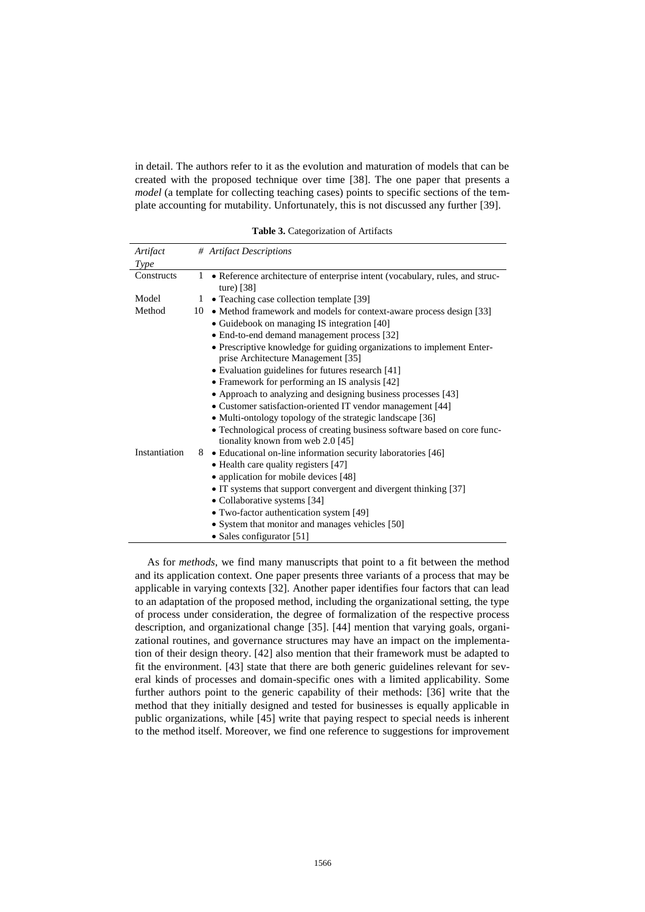in detail. The authors refer to it as the evolution and maturation of models that can be created with the proposed technique over time [38]. The one paper that presents a *model* (a template for collecting teaching cases) points to specific sections of the template accounting for mutability. Unfortunately, this is not discussed any further [39].

**Table 3.** Categorization of Artifacts

| *Artifact Type* | *#* | *Artifact Descriptions* |
|---|---|---|
| Constructs | 1 | • Reference architecture of enterprise intent (vocabulary, rules, and structure) [38] |
| Model | 1 | • Teaching case collection template [39] |
| Method | 10 | • Method framework and models for context-aware process design [33]<br>• Guidebook on managing IS integration [40]<br>• End-to-end demand management process [32]<br>• Prescriptive knowledge for guiding organizations to implement Enterprise Architecture Management [35]<br>• Evaluation guidelines for futures research [41]<br>• Framework for performing an IS analysis [42]<br>• Approach to analyzing and designing business processes [43]<br>• Customer satisfaction-oriented IT vendor management [44]<br>• Multi-ontology topology of the strategic landscape [36]<br>• Technological process of creating business software based on core functionality known from web 2.0 [45] |
| Instantiation | 8 | • Educational on-line information security laboratories [46]<br>• Health care quality registers [47]<br>• application for mobile devices [48]<br>• IT systems that support convergent and divergent thinking [37]<br>• Collaborative systems [34]<br>• Two-factor authentication system [49]<br>• System that monitor and manages vehicles [50]<br>• Sales configurator [51] |

As for *methods*, we find many manuscripts that point to a fit between the method and its application context. One paper presents three variants of a process that may be applicable in varying contexts [32]. Another paper identifies four factors that can lead to an adaptation of the proposed method, including the organizational setting, the type of process under consideration, the degree of formalization of the respective process description, and organizational change [35]. [44] mention that varying goals, organizational routines, and governance structures may have an impact on the implementation of their design theory. [42] also mention that their framework must be adapted to fit the environment. [43] state that there are both generic guidelines relevant for several kinds of processes and domain-specific ones with a limited applicability. Some further authors point to the generic capability of their methods: [36] write that the method that they initially designed and tested for businesses is equally applicable in public organizations, while [45] write that paying respect to special needs is inherent to the method itself. Moreover, we find one reference to suggestions for improvement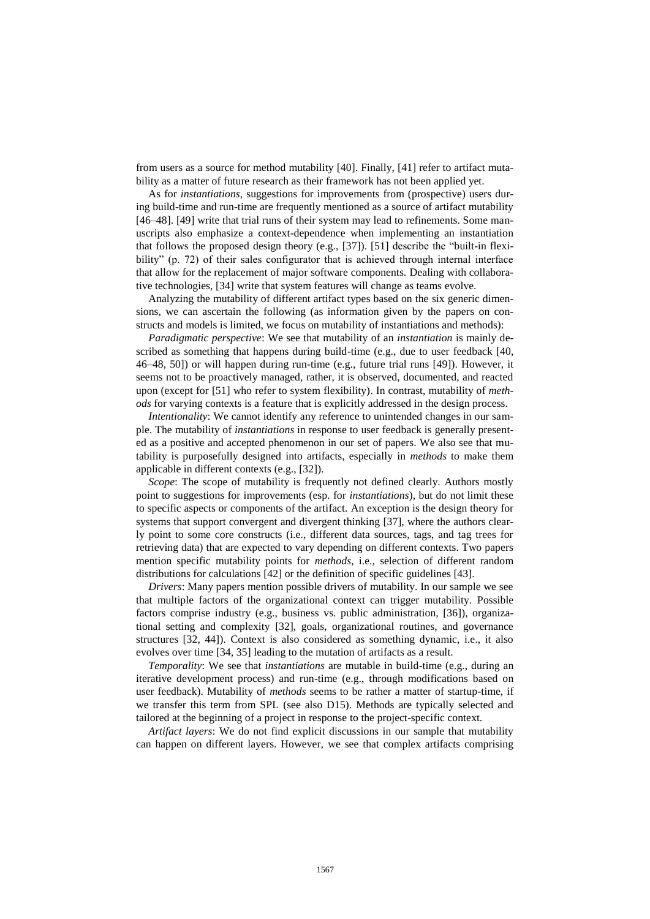from users as a source for method mutability [40]. Finally, [41] refer to artifact mutability as a matter of future research as their framework has not been applied yet.

As for *instantiations*, suggestions for improvements from (prospective) users during build-time and run-time are frequently mentioned as a source of artifact mutability [46–48]. [49] write that trial runs of their system may lead to refinements. Some manuscripts also emphasize a context-dependence when implementing an instantiation that follows the proposed design theory (e.g., [37]). [51] describe the "built-in flexibility" (p. 72) of their sales configurator that is achieved through internal interface that allow for the replacement of major software components. Dealing with collaborative technologies, [34] write that system features will change as teams evolve.

Analyzing the mutability of different artifact types based on the six generic dimensions, we can ascertain the following (as information given by the papers on constructs and models is limited, we focus on mutability of instantiations and methods):

*Paradigmatic perspective*: We see that mutability of an *instantiation* is mainly described as something that happens during build-time (e.g., due to user feedback [40, 46–48, 50]) or will happen during run-time (e.g., future trial runs [49]). However, it seems not to be proactively managed, rather, it is observed, documented, and reacted upon (except for [51] who refer to system flexibility). In contrast, mutability of *methods* for varying contexts is a feature that is explicitly addressed in the design process.

*Intentionality*: We cannot identify any reference to unintended changes in our sample. The mutability of *instantiations* in response to user feedback is generally presented as a positive and accepted phenomenon in our set of papers. We also see that mutability is purposefully designed into artifacts, especially in *methods* to make them applicable in different contexts (e.g., [32]).

*Scope*: The scope of mutability is frequently not defined clearly. Authors mostly point to suggestions for improvements (esp. for *instantiations*), but do not limit these to specific aspects or components of the artifact. An exception is the design theory for systems that support convergent and divergent thinking [37], where the authors clearly point to some core constructs (i.e., different data sources, tags, and tag trees for retrieving data) that are expected to vary depending on different contexts. Two papers mention specific mutability points for *methods*, i.e., selection of different random distributions for calculations [42] or the definition of specific guidelines [43].

*Drivers*: Many papers mention possible drivers of mutability. In our sample we see that multiple factors of the organizational context can trigger mutability. Possible factors comprise industry (e.g., business vs. public administration, [36]), organizational setting and complexity [32], goals, organizational routines, and governance structures [32, 44]). Context is also considered as something dynamic, i.e., it also evolves over time [34, 35] leading to the mutation of artifacts as a result.

*Temporality*: We see that *instantiations* are mutable in build-time (e.g., during an iterative development process) and run-time (e.g., through modifications based on user feedback). Mutability of *methods* seems to be rather a matter of startup-time, if we transfer this term from SPL (see also D15). Methods are typically selected and tailored at the beginning of a project in response to the project-specific context.

*Artifact layers*: We do not find explicit discussions in our sample that mutability can happen on different layers. However, we see that complex artifacts comprising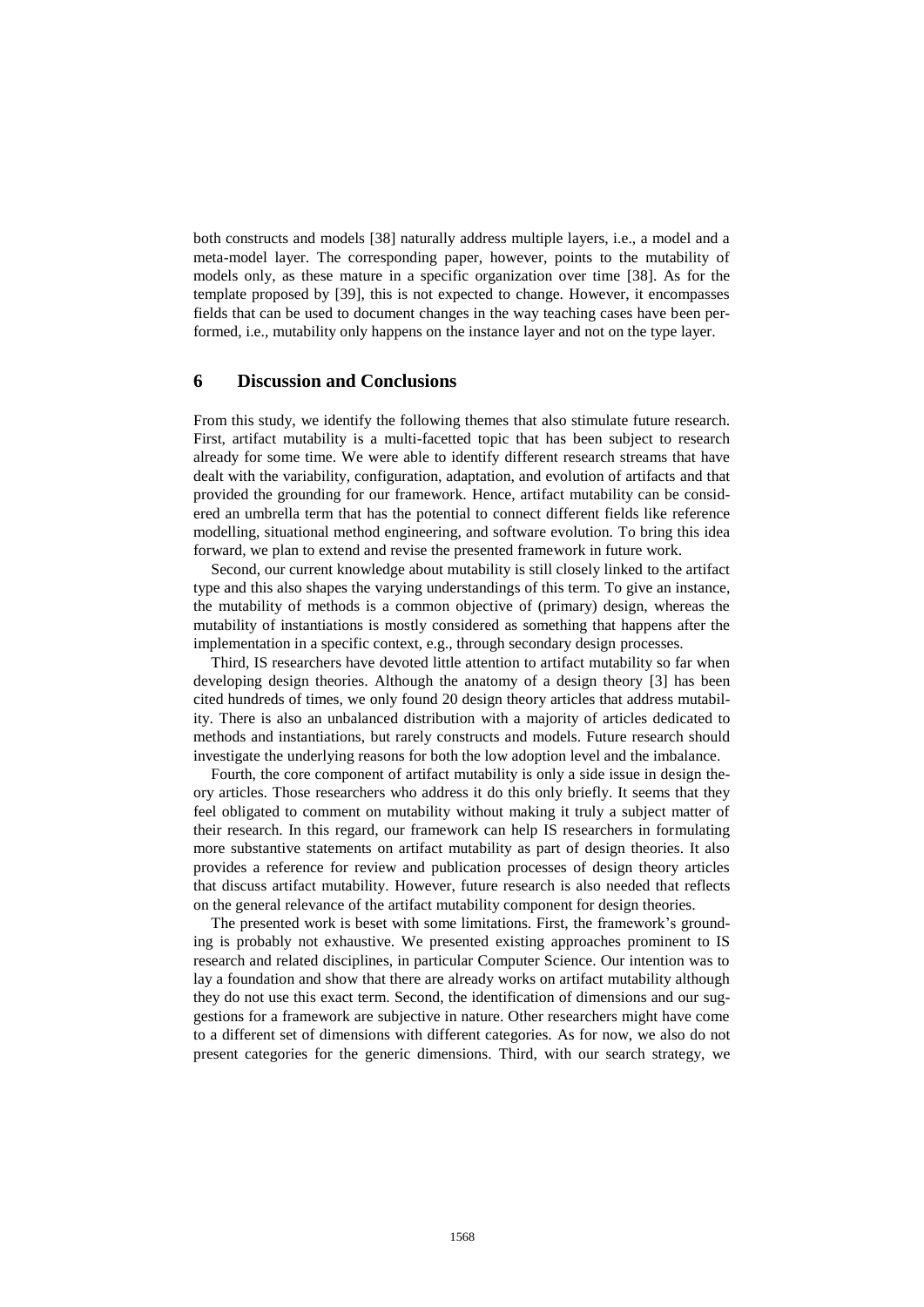both constructs and models [38] naturally address multiple layers, i.e., a model and a meta-model layer. The corresponding paper, however, points to the mutability of models only, as these mature in a specific organization over time [38]. As for the template proposed by [39], this is not expected to change. However, it encompasses fields that can be used to document changes in the way teaching cases have been performed, i.e., mutability only happens on the instance layer and not on the type layer.

## 6 Discussion and Conclusions

From this study, we identify the following themes that also stimulate future research. First, artifact mutability is a multi-facetted topic that has been subject to research already for some time. We were able to identify different research streams that have dealt with the variability, configuration, adaptation, and evolution of artifacts and that provided the grounding for our framework. Hence, artifact mutability can be considered an umbrella term that has the potential to connect different fields like reference modelling, situational method engineering, and software evolution. To bring this idea forward, we plan to extend and revise the presented framework in future work.

Second, our current knowledge about mutability is still closely linked to the artifact type and this also shapes the varying understandings of this term. To give an instance, the mutability of methods is a common objective of (primary) design, whereas the mutability of instantiations is mostly considered as something that happens after the implementation in a specific context, e.g., through secondary design processes.

Third, IS researchers have devoted little attention to artifact mutability so far when developing design theories. Although the anatomy of a design theory [3] has been cited hundreds of times, we only found 20 design theory articles that address mutability. There is also an unbalanced distribution with a majority of articles dedicated to methods and instantiations, but rarely constructs and models. Future research should investigate the underlying reasons for both the low adoption level and the imbalance.

Fourth, the core component of artifact mutability is only a side issue in design theory articles. Those researchers who address it do this only briefly. It seems that they feel obligated to comment on mutability without making it truly a subject matter of their research. In this regard, our framework can help IS researchers in formulating more substantive statements on artifact mutability as part of design theories. It also provides a reference for review and publication processes of design theory articles that discuss artifact mutability. However, future research is also needed that reflects on the general relevance of the artifact mutability component for design theories.

The presented work is beset with some limitations. First, the framework's grounding is probably not exhaustive. We presented existing approaches prominent to IS research and related disciplines, in particular Computer Science. Our intention was to lay a foundation and show that there are already works on artifact mutability although they do not use this exact term. Second, the identification of dimensions and our suggestions for a framework are subjective in nature. Other researchers might have come to a different set of dimensions with different categories. As for now, we also do not present categories for the generic dimensions. Third, with our search strategy, we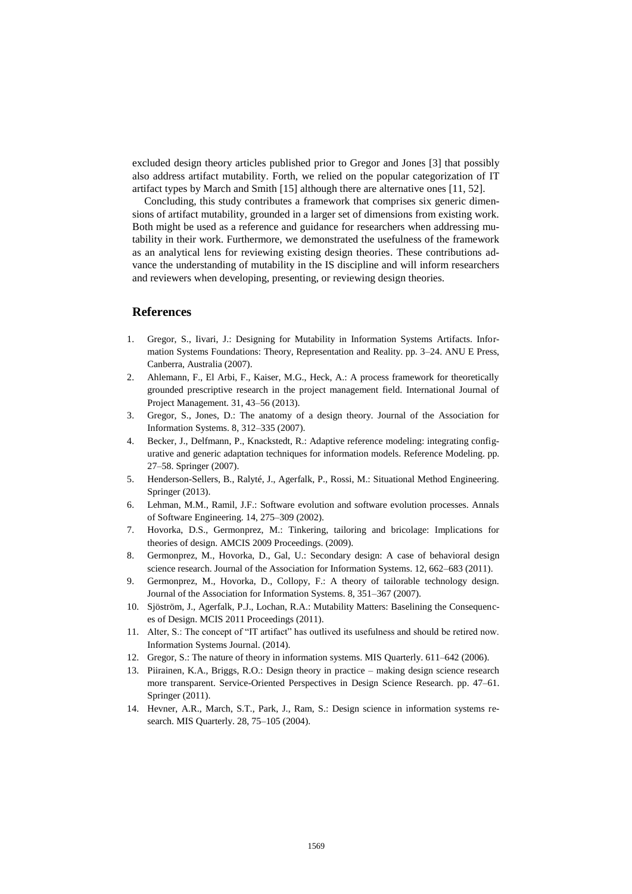excluded design theory articles published prior to Gregor and Jones [3] that possibly also address artifact mutability. Forth, we relied on the popular categorization of IT artifact types by March and Smith [15] although there are alternative ones [11, 52].

Concluding, this study contributes a framework that comprises six generic dimensions of artifact mutability, grounded in a larger set of dimensions from existing work. Both might be used as a reference and guidance for researchers when addressing mutability in their work. Furthermore, we demonstrated the usefulness of the framework as an analytical lens for reviewing existing design theories. These contributions advance the understanding of mutability in the IS discipline and will inform researchers and reviewers when developing, presenting, or reviewing design theories.

## References

1. Gregor, S., Iivari, J.: Designing for Mutability in Information Systems Artifacts. Information Systems Foundations: Theory, Representation and Reality. pp. 3–24. ANU E Press, Canberra, Australia (2007).
2. Ahlemann, F., El Arbi, F., Kaiser, M.G., Heck, A.: A process framework for theoretically grounded prescriptive research in the project management field. International Journal of Project Management. 31, 43–56 (2013).
3. Gregor, S., Jones, D.: The anatomy of a design theory. Journal of the Association for Information Systems. 8, 312–335 (2007).
4. Becker, J., Delfmann, P., Knackstedt, R.: Adaptive reference modeling: integrating configurative and generic adaptation techniques for information models. Reference Modeling. pp. 27–58. Springer (2007).
5. Henderson-Sellers, B., Ralyté, J., Agerfalk, P., Rossi, M.: Situational Method Engineering. Springer (2013).
6. Lehman, M.M., Ramil, J.F.: Software evolution and software evolution processes. Annals of Software Engineering. 14, 275–309 (2002).
7. Hovorka, D.S., Germonprez, M.: Tinkering, tailoring and bricolage: Implications for theories of design. AMCIS 2009 Proceedings. (2009).
8. Germonprez, M., Hovorka, D., Gal, U.: Secondary design: A case of behavioral design science research. Journal of the Association for Information Systems. 12, 662–683 (2011).
9. Germonprez, M., Hovorka, D., Collopy, F.: A theory of tailorable technology design. Journal of the Association for Information Systems. 8, 351–367 (2007).
10. Sjöström, J., Agerfalk, P.J., Lochan, R.A.: Mutability Matters: Baselining the Consequences of Design. MCIS 2011 Proceedings (2011).
11. Alter, S.: The concept of "IT artifact" has outlived its usefulness and should be retired now. Information Systems Journal. (2014).
12. Gregor, S.: The nature of theory in information systems. MIS Quarterly. 611–642 (2006).
13. Piirainen, K.A., Briggs, R.O.: Design theory in practice – making design science research more transparent. Service-Oriented Perspectives in Design Science Research. pp. 47–61. Springer (2011).
14. Hevner, A.R., March, S.T., Park, J., Ram, S.: Design science in information systems research. MIS Quarterly. 28, 75–105 (2004).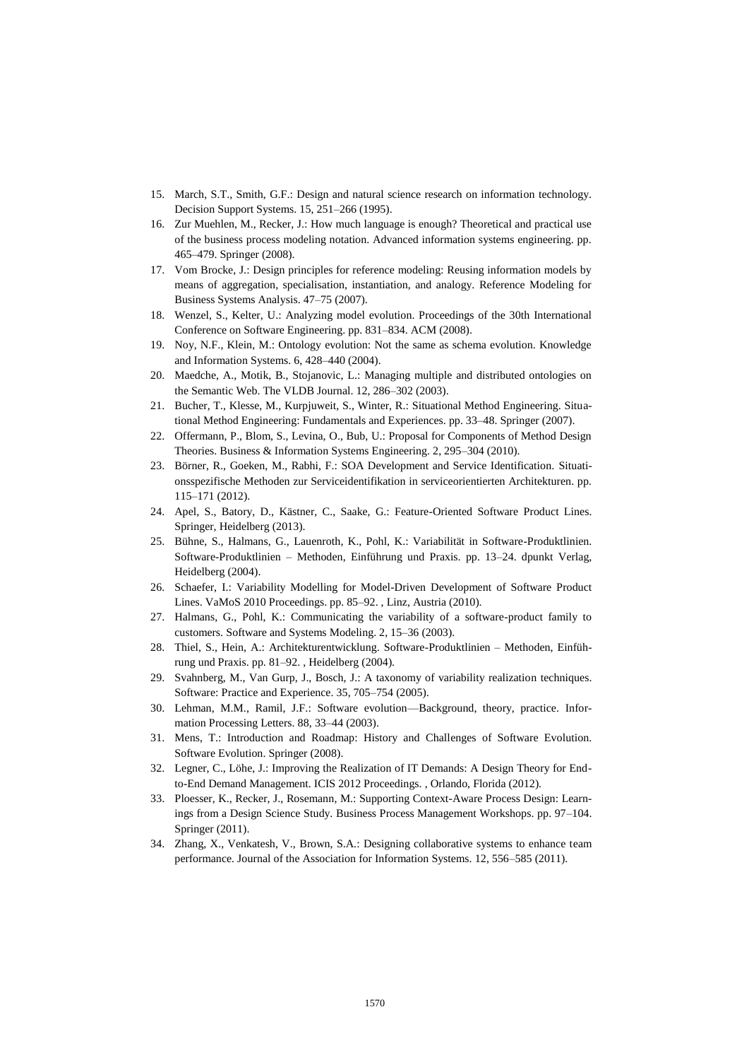15. March, S.T., Smith, G.F.: Design and natural science research on information technology. Decision Support Systems. 15, 251–266 (1995).
16. Zur Muehlen, M., Recker, J.: How much language is enough? Theoretical and practical use of the business process modeling notation. Advanced information systems engineering. pp. 465–479. Springer (2008).
17. Vom Brocke, J.: Design principles for reference modeling: Reusing information models by means of aggregation, specialisation, instantiation, and analogy. Reference Modeling for Business Systems Analysis. 47–75 (2007).
18. Wenzel, S., Kelter, U.: Analyzing model evolution. Proceedings of the 30th International Conference on Software Engineering. pp. 831–834. ACM (2008).
19. Noy, N.F., Klein, M.: Ontology evolution: Not the same as schema evolution. Knowledge and Information Systems. 6, 428–440 (2004).
20. Maedche, A., Motik, B., Stojanovic, L.: Managing multiple and distributed ontologies on the Semantic Web. The VLDB Journal. 12, 286–302 (2003).
21. Bucher, T., Klesse, M., Kurpjuweit, S., Winter, R.: Situational Method Engineering. Situational Method Engineering: Fundamentals and Experiences. pp. 33–48. Springer (2007).
22. Offermann, P., Blom, S., Levina, O., Bub, U.: Proposal for Components of Method Design Theories. Business & Information Systems Engineering. 2, 295–304 (2010).
23. Börner, R., Goeken, M., Rabhi, F.: SOA Development and Service Identification. Situationsspezifische Methoden zur Serviceidentifikation in serviceorientierten Architekturen. pp. 115–171 (2012).
24. Apel, S., Batory, D., Kästner, C., Saake, G.: Feature-Oriented Software Product Lines. Springer, Heidelberg (2013).
25. Bühne, S., Halmans, G., Lauenroth, K., Pohl, K.: Variabilität in Software-Produktlinien. Software-Produktlinien – Methoden, Einführung und Praxis. pp. 13–24. dpunkt Verlag, Heidelberg (2004).
26. Schaefer, I.: Variability Modelling for Model-Driven Development of Software Product Lines. VaMoS 2010 Proceedings. pp. 85–92. , Linz, Austria (2010).
27. Halmans, G., Pohl, K.: Communicating the variability of a software-product family to customers. Software and Systems Modeling. 2, 15–36 (2003).
28. Thiel, S., Hein, A.: Architekturentwicklung. Software-Produktlinien – Methoden, Einführung und Praxis. pp. 81–92. , Heidelberg (2004).
29. Svahnberg, M., Van Gurp, J., Bosch, J.: A taxonomy of variability realization techniques. Software: Practice and Experience. 35, 705–754 (2005).
30. Lehman, M.M., Ramil, J.F.: Software evolution—Background, theory, practice. Information Processing Letters. 88, 33–44 (2003).
31. Mens, T.: Introduction and Roadmap: History and Challenges of Software Evolution. Software Evolution. Springer (2008).
32. Legner, C., Löhe, J.: Improving the Realization of IT Demands: A Design Theory for End-to-End Demand Management. ICIS 2012 Proceedings. , Orlando, Florida (2012).
33. Ploesser, K., Recker, J., Rosemann, M.: Supporting Context-Aware Process Design: Learnings from a Design Science Study. Business Process Management Workshops. pp. 97–104. Springer (2011).
34. Zhang, X., Venkatesh, V., Brown, S.A.: Designing collaborative systems to enhance team performance. Journal of the Association for Information Systems. 12, 556–585 (2011).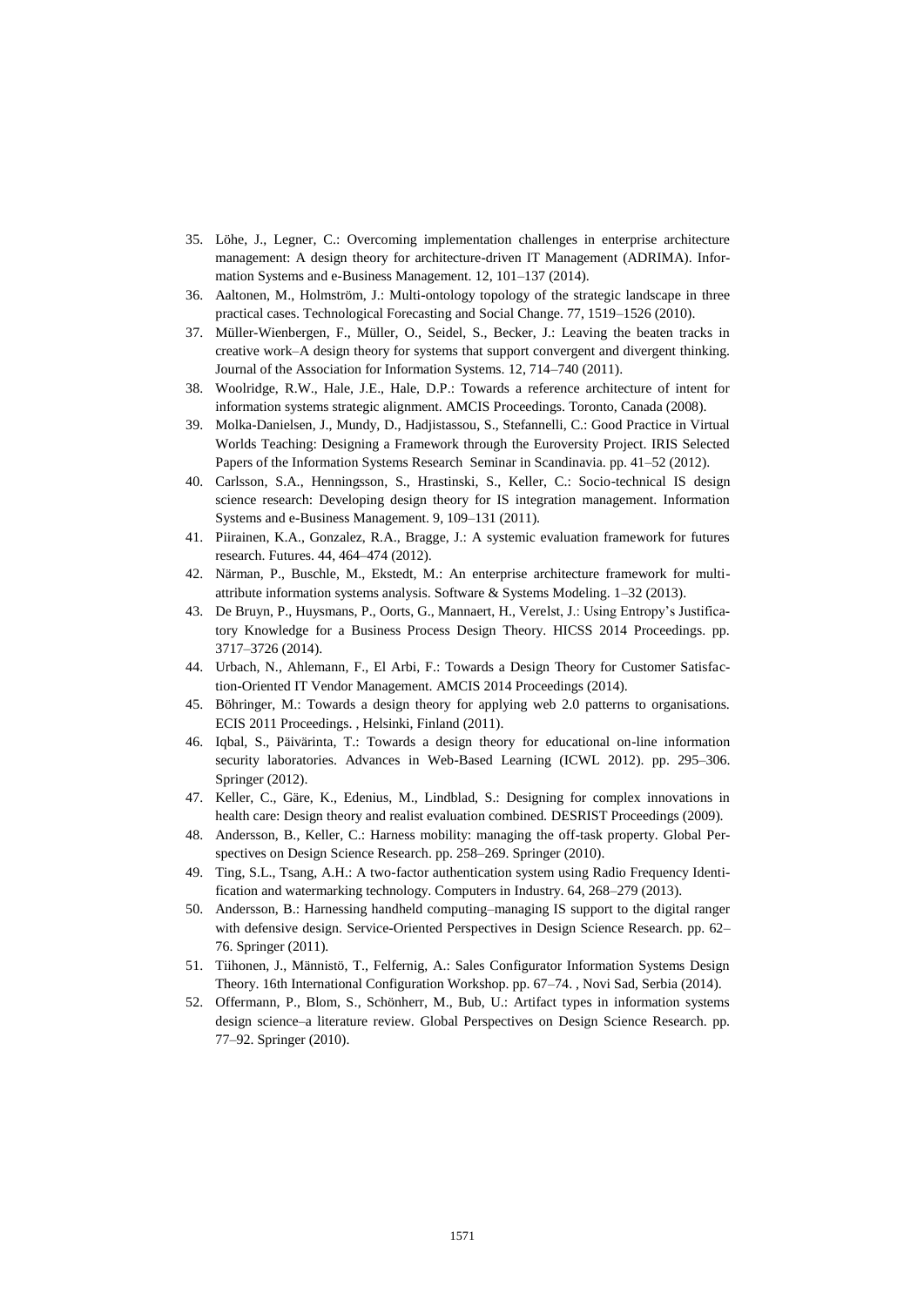35. Löhe, J., Legner, C.: Overcoming implementation challenges in enterprise architecture management: A design theory for architecture-driven IT Management (ADRIMA). Information Systems and e-Business Management. 12, 101–137 (2014).
36. Aaltonen, M., Holmström, J.: Multi-ontology topology of the strategic landscape in three practical cases. Technological Forecasting and Social Change. 77, 1519–1526 (2010).
37. Müller-Wienbergen, F., Müller, O., Seidel, S., Becker, J.: Leaving the beaten tracks in creative work–A design theory for systems that support convergent and divergent thinking. Journal of the Association for Information Systems. 12, 714–740 (2011).
38. Woolridge, R.W., Hale, J.E., Hale, D.P.: Towards a reference architecture of intent for information systems strategic alignment. AMCIS Proceedings. Toronto, Canada (2008).
39. Molka-Danielsen, J., Mundy, D., Hadjistassou, S., Stefannelli, C.: Good Practice in Virtual Worlds Teaching: Designing a Framework through the Euroversity Project. IRIS Selected Papers of the Information Systems Research Seminar in Scandinavia. pp. 41–52 (2012).
40. Carlsson, S.A., Henningsson, S., Hrastinski, S., Keller, C.: Socio-technical IS design science research: Developing design theory for IS integration management. Information Systems and e-Business Management. 9, 109–131 (2011).
41. Piirainen, K.A., Gonzalez, R.A., Bragge, J.: A systemic evaluation framework for futures research. Futures. 44, 464–474 (2012).
42. Närman, P., Buschle, M., Ekstedt, M.: An enterprise architecture framework for multi-attribute information systems analysis. Software & Systems Modeling. 1–32 (2013).
43. De Bruyn, P., Huysmans, P., Oorts, G., Mannaert, H., Verelst, J.: Using Entropy's Justificatory Knowledge for a Business Process Design Theory. HICSS 2014 Proceedings. pp. 3717–3726 (2014).
44. Urbach, N., Ahlemann, F., El Arbi, F.: Towards a Design Theory for Customer Satisfaction-Oriented IT Vendor Management. AMCIS 2014 Proceedings (2014).
45. Böhringer, M.: Towards a design theory for applying web 2.0 patterns to organisations. ECIS 2011 Proceedings. , Helsinki, Finland (2011).
46. Iqbal, S., Päivärinta, T.: Towards a design theory for educational on-line information security laboratories. Advances in Web-Based Learning (ICWL 2012). pp. 295–306. Springer (2012).
47. Keller, C., Gäre, K., Edenius, M., Lindblad, S.: Designing for complex innovations in health care: Design theory and realist evaluation combined. DESRIST Proceedings (2009).
48. Andersson, B., Keller, C.: Harness mobility: managing the off-task property. Global Perspectives on Design Science Research. pp. 258–269. Springer (2010).
49. Ting, S.L., Tsang, A.H.: A two-factor authentication system using Radio Frequency Identification and watermarking technology. Computers in Industry. 64, 268–279 (2013).
50. Andersson, B.: Harnessing handheld computing–managing IS support to the digital ranger with defensive design. Service-Oriented Perspectives in Design Science Research. pp. 62–76. Springer (2011).
51. Tiihonen, J., Männistö, T., Felfernig, A.: Sales Configurator Information Systems Design Theory. 16th International Configuration Workshop. pp. 67–74. , Novi Sad, Serbia (2014).
52. Offermann, P., Blom, S., Schönherr, M., Bub, U.: Artifact types in information systems design science–a literature review. Global Perspectives on Design Science Research. pp. 77–92. Springer (2010).